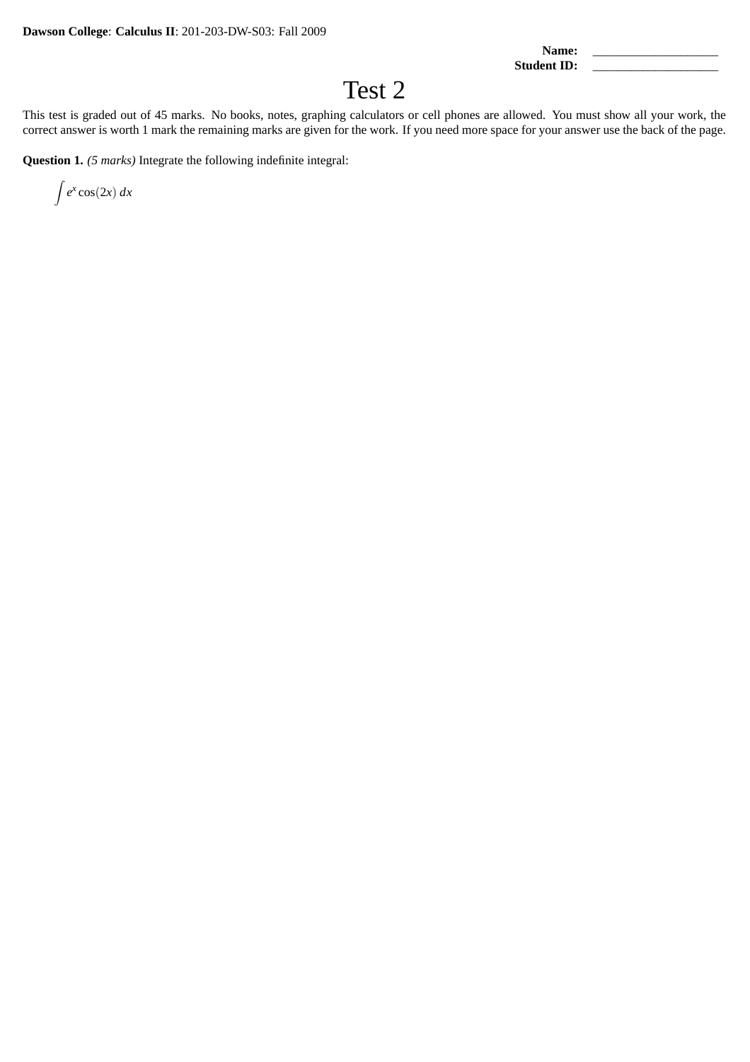**Dawson College**: **Calculus II**: 201-203-DW-S03: Fall 2009

**Name:** ____________________
**Student ID:** ____________________

# Test 2

This test is graded out of 45 marks. No books, notes, graphing calculators or cell phones are allowed. You must show all your work, the correct answer is worth 1 mark the remaining marks are given for the work. If you need more space for your answer use the back of the page.

**Question 1.** *(5 marks)* Integrate the following indefinite integral:

$$\int e^x \cos(2x)\, dx$$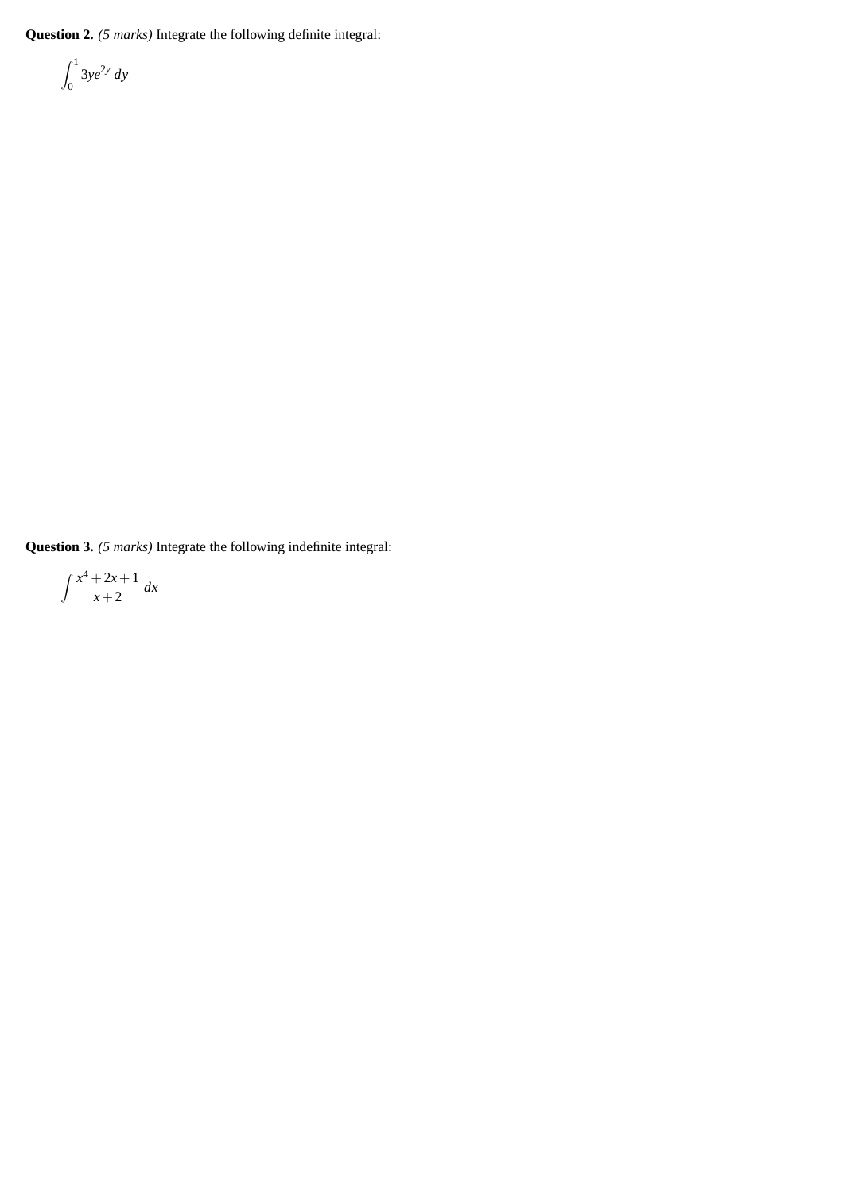**Question 2.** *(5 marks)* Integrate the following definite integral:

$$\int_0^1 3ye^{2y}\, dy$$

**Question 3.** *(5 marks)* Integrate the following indefinite integral:

$$\int \frac{x^4 + 2x + 1}{x + 2}\, dx$$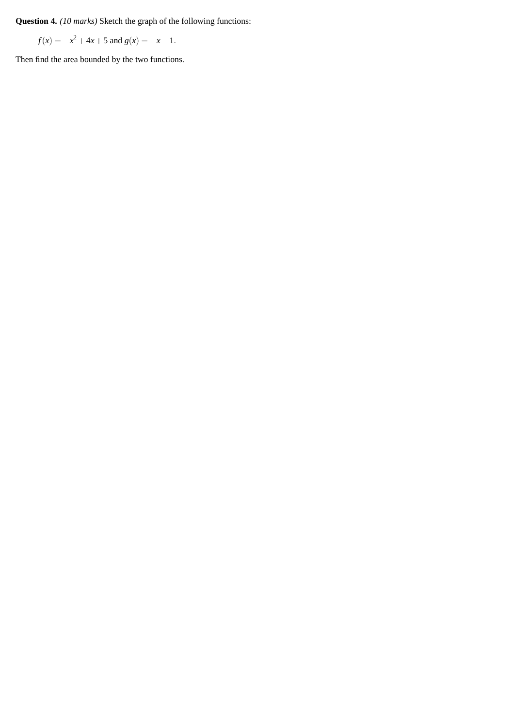**Question 4.** *(10 marks)* Sketch the graph of the following functions:

$$f(x) = -x^2 + 4x + 5 \text{ and } g(x) = -x - 1.$$

Then find the area bounded by the two functions.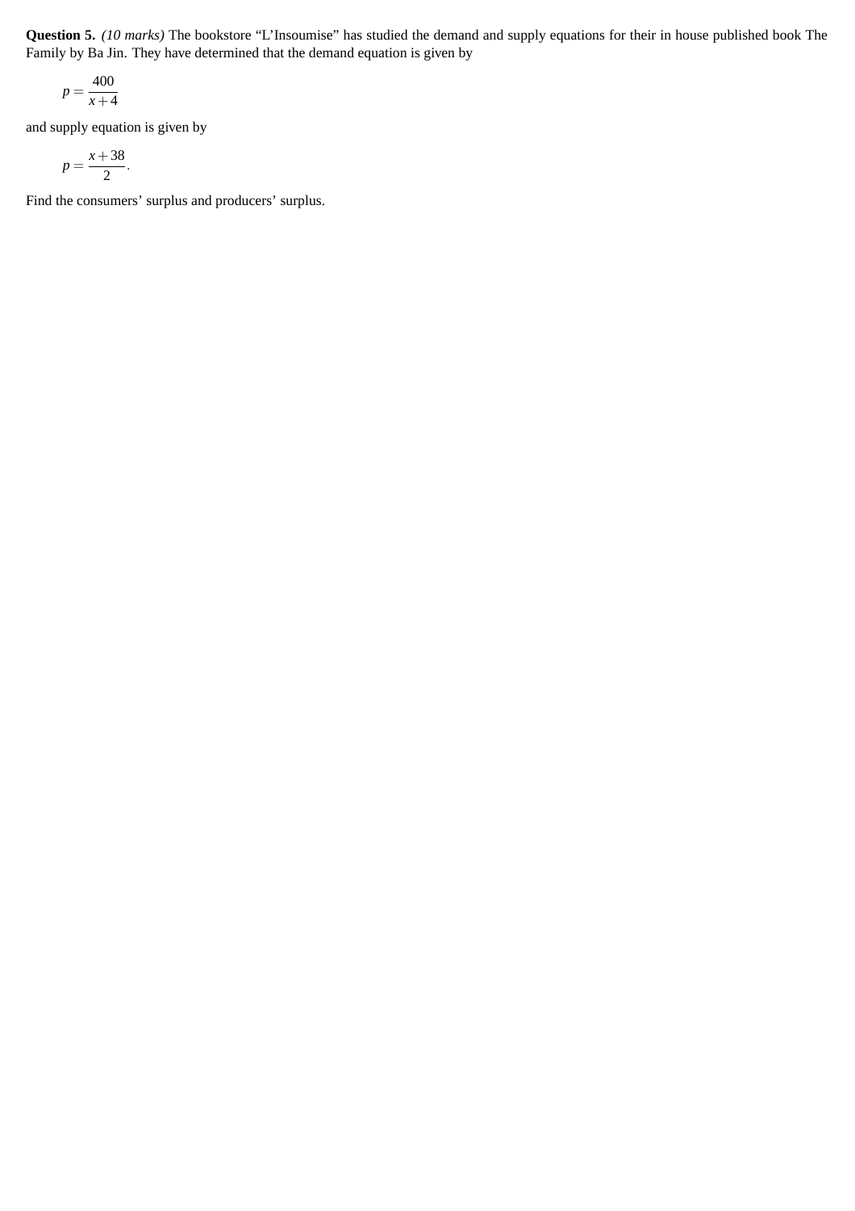**Question 5.** *(10 marks)* The bookstore “L’Insoumise” has studied the demand and supply equations for their in house published book The Family by Ba Jin. They have determined that the demand equation is given by

$$p = \frac{400}{x+4}$$

and supply equation is given by

$$p = \frac{x+38}{2}.$$

Find the consumers’ surplus and producers’ surplus.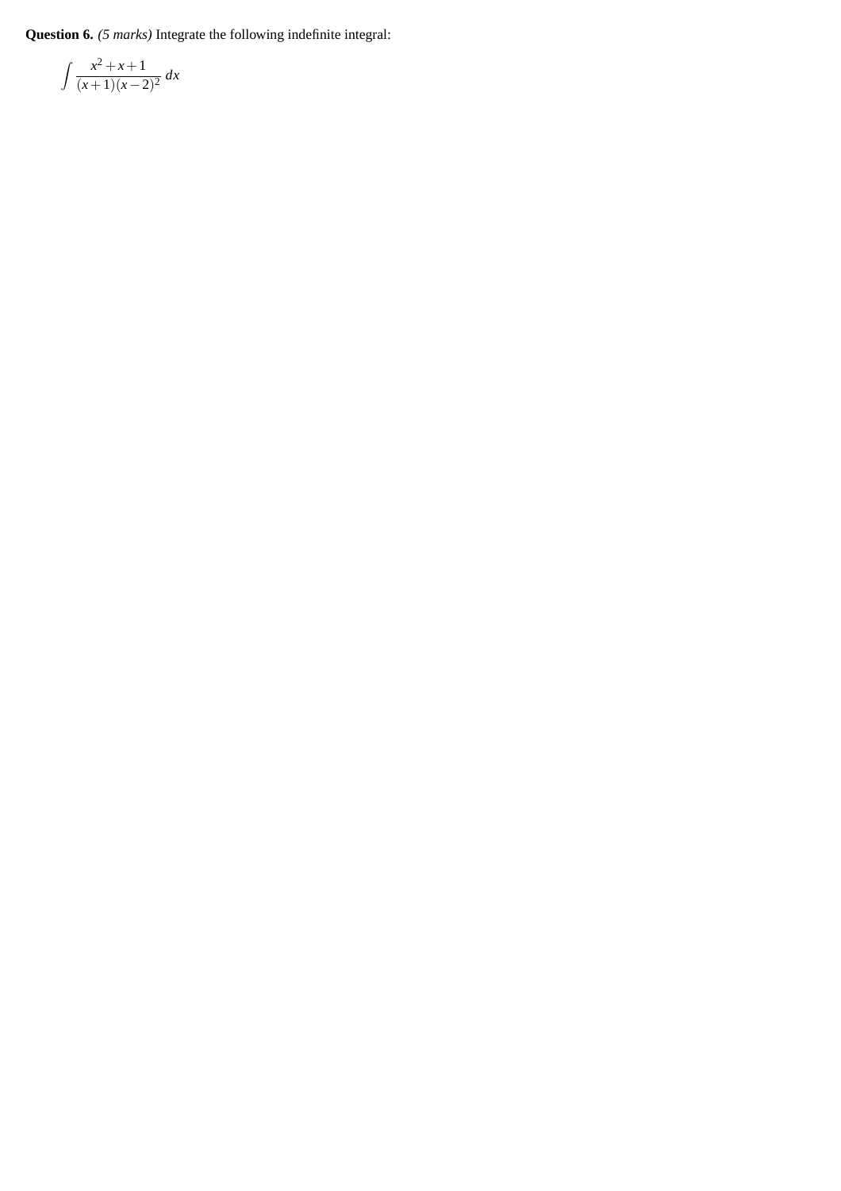**Question 6.** *(5 marks)* Integrate the following indefinite integral:

$$\int \frac{x^2+x+1}{(x+1)(x-2)^2}\,dx$$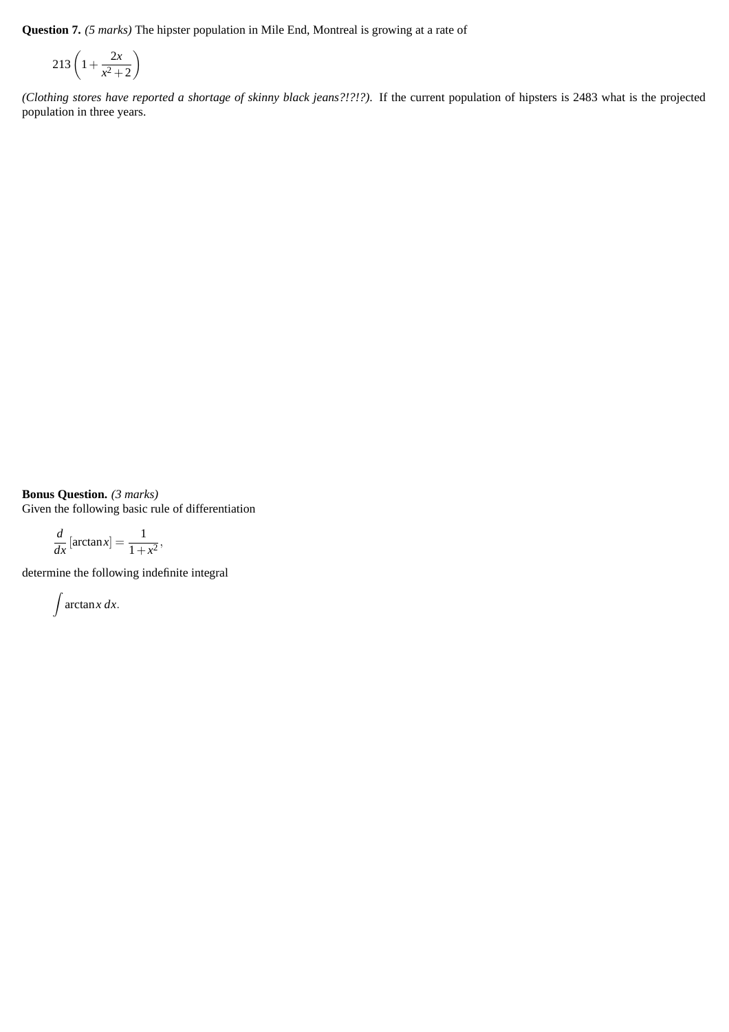**Question 7.** *(5 marks)* The hipster population in Mile End, Montreal is growing at a rate of

$$213\left(1+\frac{2x}{x^2+2}\right)$$

*(Clothing stores have reported a shortage of skinny black jeans?!?!?).* If the current population of hipsters is 2483 what is the projected population in three years.

**Bonus Question.** *(3 marks)*
Given the following basic rule of differentiation

$$\frac{d}{dx}\left[\arctan x\right] = \frac{1}{1+x^2},$$

determine the following indefinite integral

$$\int \arctan x \, dx.$$